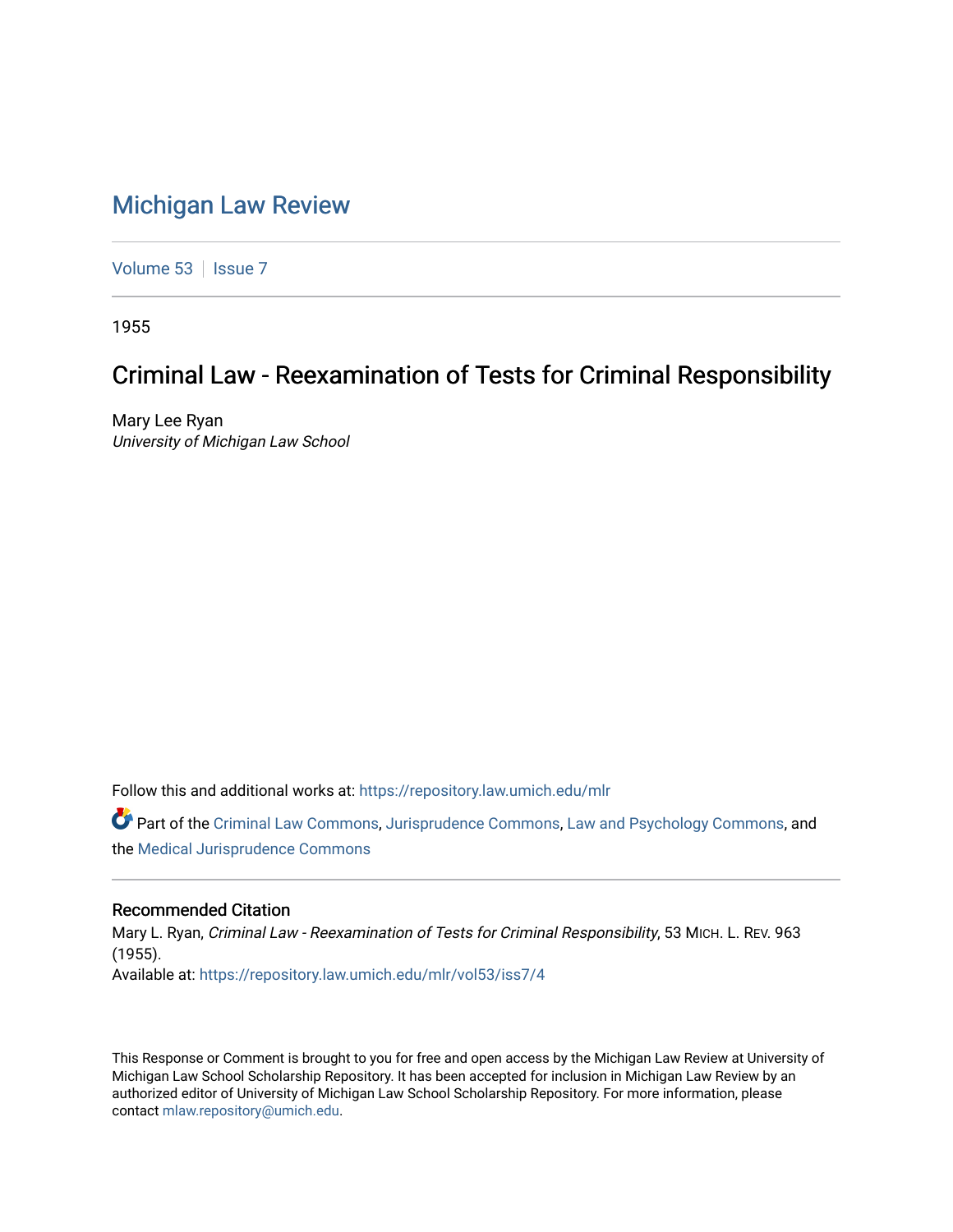# Michigan Law Review

Volume 53 | Issue 7

1955

## Criminal Law - Reexamination of Tests for Criminal Responsibility

Mary Lee Ryan
*University of Michigan Law School*

Follow this and additional works at: https://repository.law.umich.edu/mlr

Part of the Criminal Law Commons, Jurisprudence Commons, Law and Psychology Commons, and the Medical Jurisprudence Commons

### Recommended Citation

Mary L. Ryan, *Criminal Law - Reexamination of Tests for Criminal Responsibility*, 53 MICH. L. REV. 963 (1955).
Available at: https://repository.law.umich.edu/mlr/vol53/iss7/4

This Response or Comment is brought to you for free and open access by the Michigan Law Review at University of Michigan Law School Scholarship Repository. It has been accepted for inclusion in Michigan Law Review by an authorized editor of University of Michigan Law School Scholarship Repository. For more information, please contact mlaw.repository@umich.edu.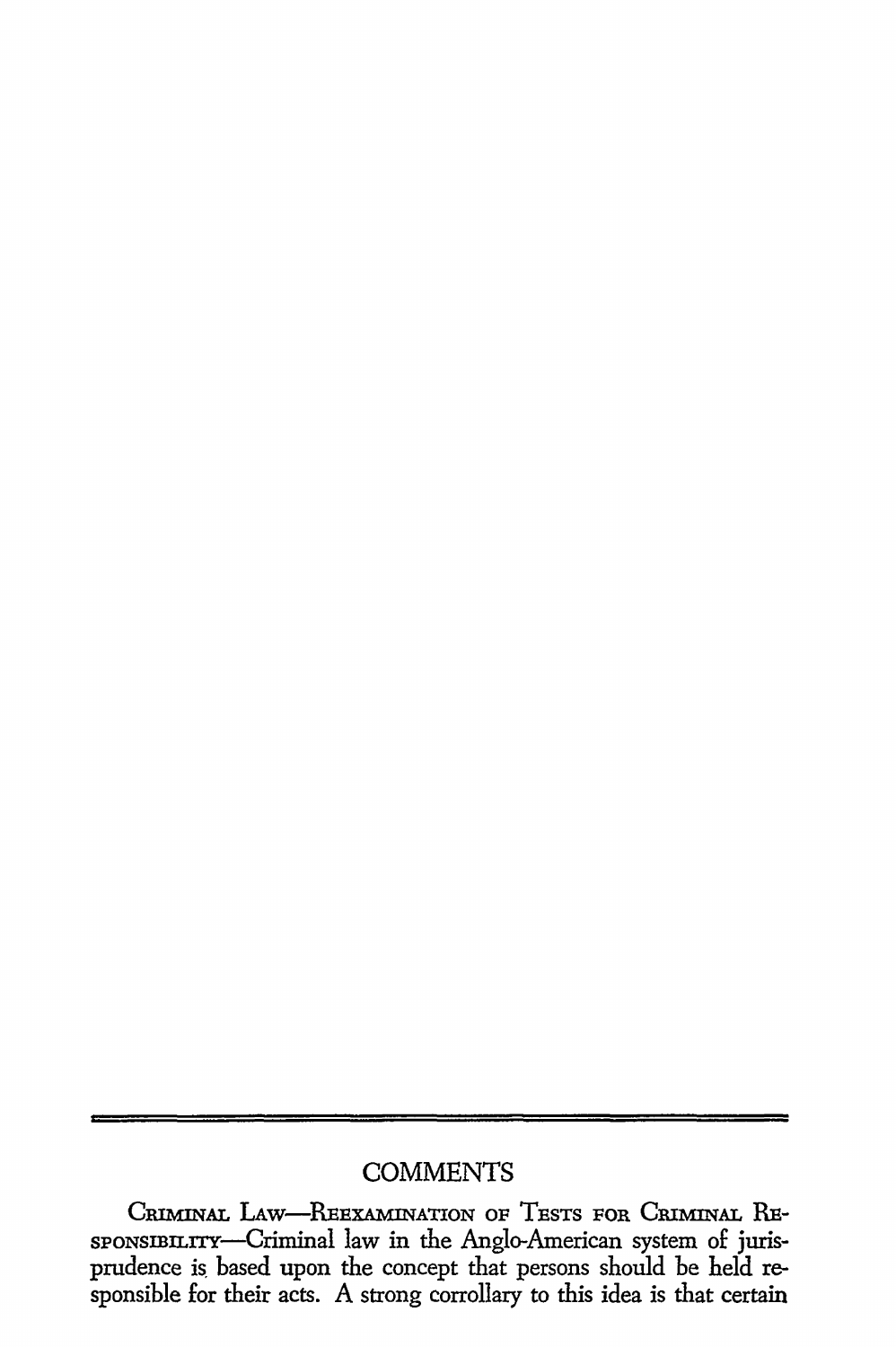## COMMENTS

**Criminal Law—Reexamination of Tests for Criminal Responsibility**—Criminal law in the Anglo-American system of jurisprudence is based upon the concept that persons should be held responsible for their acts. A strong corrollary to this idea is that certain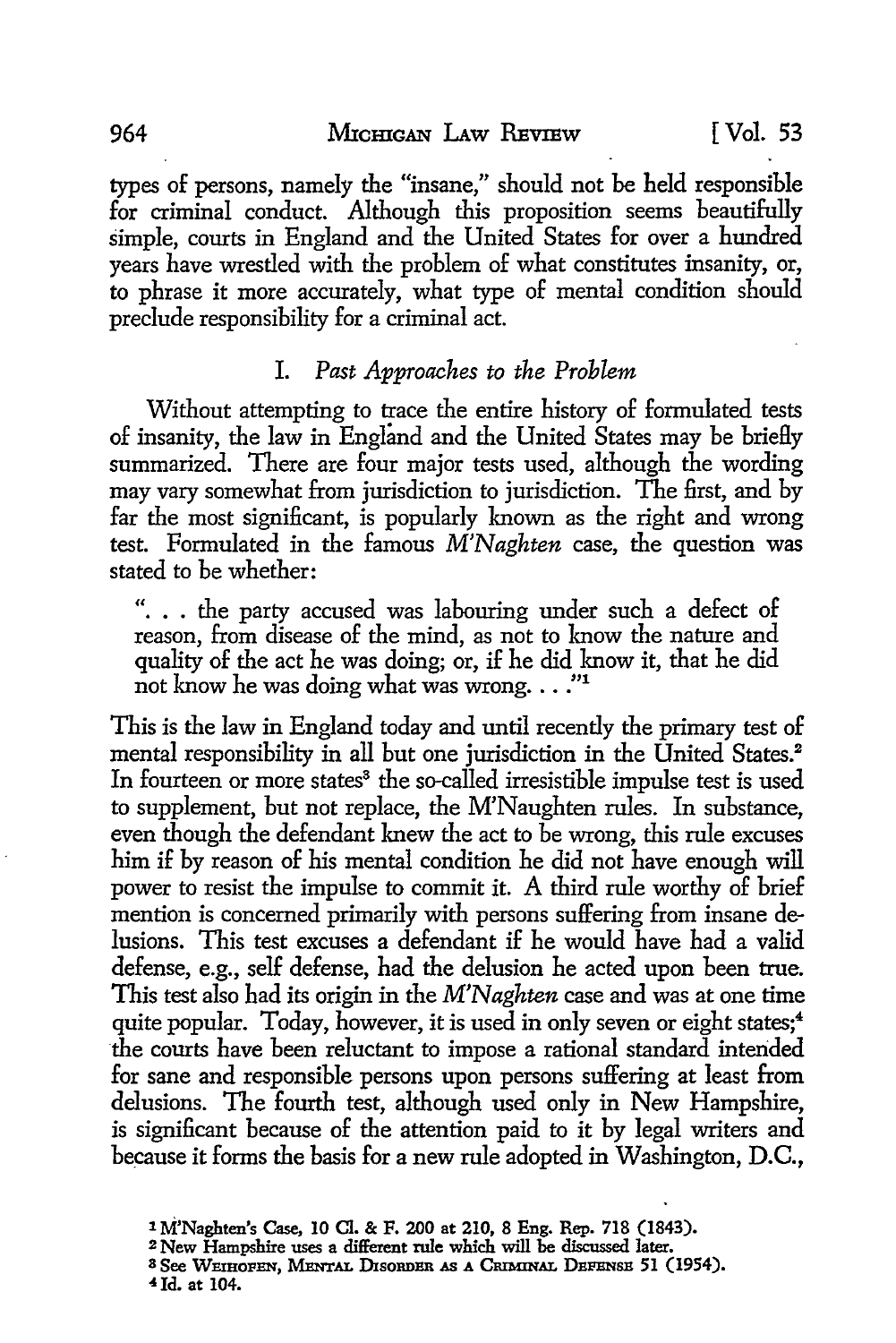types of persons, namely the "insane," should not be held responsible for criminal conduct. Although this proposition seems beautifully simple, courts in England and the United States for over a hundred years have wrestled with the problem of what constitutes insanity, or, to phrase it more accurately, what type of mental condition should preclude responsibility for a criminal act.

## I. *Past Approaches to the Problem*

Without attempting to trace the entire history of formulated tests of insanity, the law in England and the United States may be briefly summarized. There are four major tests used, although the wording may vary somewhat from jurisdiction to jurisdiction. The first, and by far the most significant, is popularly known as the right and wrong test. Formulated in the famous *M'Naghten* case, the question was stated to be whether:

> ". . . the party accused was labouring under such a defect of reason, from disease of the mind, as not to know the nature and quality of the act he was doing; or, if he did know it, that he did not know he was doing what was wrong. . . ."[1]

This is the law in England today and until recently the primary test of mental responsibility in all but one jurisdiction in the United States.[2] In fourteen or more states[3] the so-called irresistible impulse test is used to supplement, but not replace, the M'Naughten rules. In substance, even though the defendant knew the act to be wrong, this rule excuses him if by reason of his mental condition he did not have enough will power to resist the impulse to commit it. A third rule worthy of brief mention is concerned primarily with persons suffering from insane delusions. This test excuses a defendant if he would have had a valid defense, e.g., self defense, had the delusion he acted upon been true. This test also had its origin in the *M'Naghten* case and was at one time quite popular. Today, however, it is used in only seven or eight states;[4] the courts have been reluctant to impose a rational standard intended for sane and responsible persons upon persons suffering at least from delusions. The fourth test, although used only in New Hampshire, is significant because of the attention paid to it by legal writers and because it forms the basis for a new rule adopted in Washington, D.C.,

---

[1] M'Naghten's Case, 10 Cl. & F. 200 at 210, 8 Eng. Rep. 718 (1843).

[2] New Hampshire uses a different rule which will be discussed later.

[3] See WEIHOFEN, MENTAL DISORDER AS A CRIMINAL DEFENSE 51 (1954).

[4] Id. at 104.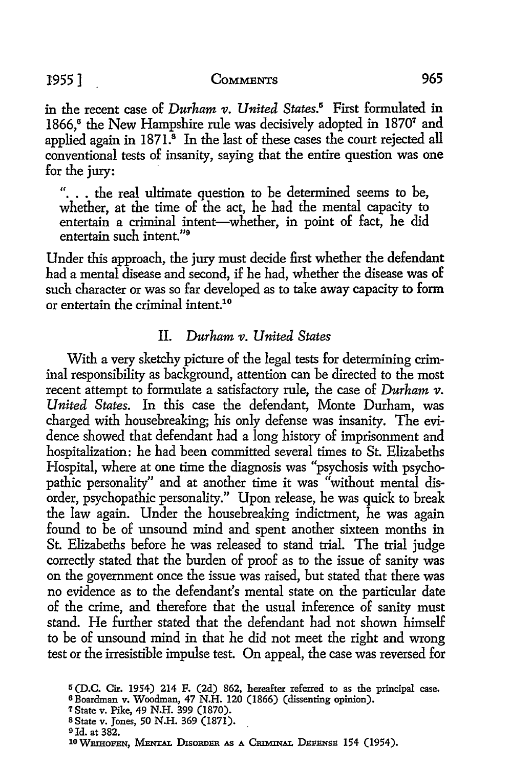in the recent case of *Durham v. United States*.[5] First formulated in 1866,[6] the New Hampshire rule was decisively adopted in 1870[7] and applied again in 1871.[8] In the last of these cases the court rejected all conventional tests of insanity, saying that the entire question was one for the jury:

> ". . . the real ultimate question to be determined seems to be, whether, at the time of the act, he had the mental capacity to entertain a criminal intent—whether, in point of fact, he did entertain such intent."[9]

Under this approach, the jury must decide first whether the defendant had a mental disease and second, if he had, whether the disease was of such character or was so far developed as to take away capacity to form or entertain the criminal intent.[10]

## II. *Durham v. United States*

With a very sketchy picture of the legal tests for determining criminal responsibility as background, attention can be directed to the most recent attempt to formulate a satisfactory rule, the case of *Durham v. United States*. In this case the defendant, Monte Durham, was charged with housebreaking; his only defense was insanity. The evidence showed that defendant had a long history of imprisonment and hospitalization: he had been committed several times to St. Elizabeths Hospital, where at one time the diagnosis was "psychosis with psychopathic personality" and at another time it was "without mental disorder, psychopathic personality." Upon release, he was quick to break the law again. Under the housebreaking indictment, he was again found to be of unsound mind and spent another sixteen months in St. Elizabeths before he was released to stand trial. The trial judge correctly stated that the burden of proof as to the issue of sanity was on the government once the issue was raised, but stated that there was no evidence as to the defendant's mental state on the particular date of the crime, and therefore that the usual inference of sanity must stand. He further stated that the defendant had not shown himself to be of unsound mind in that he did not meet the right and wrong test or the irresistible impulse test. On appeal, the case was reversed for

---

[5] (D.C. Cir. 1954) 214 F. (2d) 862, hereafter referred to as the principal case.

[6] Boardman v. Woodman, 47 N.H. 120 (1866) (dissenting opinion).

[7] State v. Pike, 49 N.H. 399 (1870).

[8] State v. Jones, 50 N.H. 369 (1871).

[9] Id. at 382.

[10] WEIHOFEN, MENTAL DISORDER AS A CRIMINAL DEFENSE 154 (1954).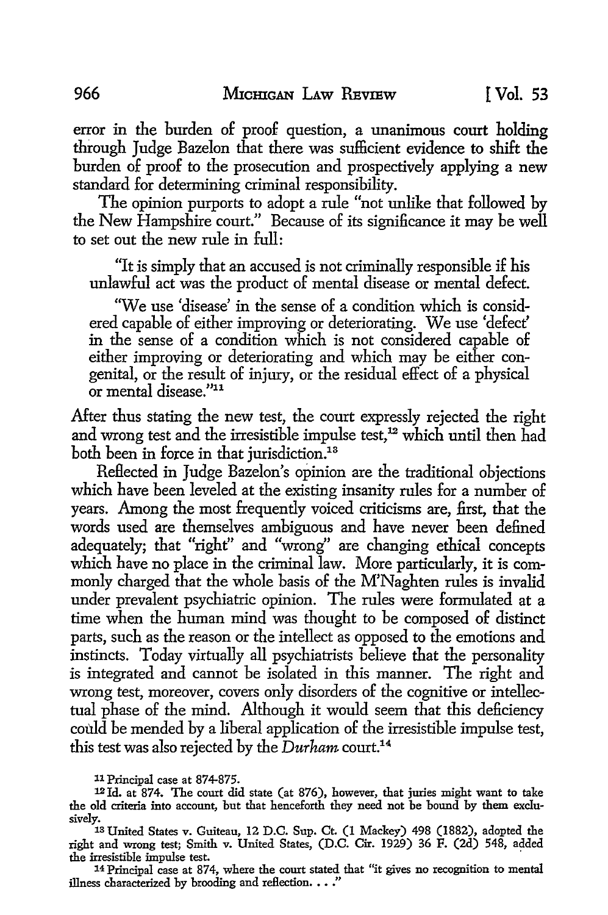error in the burden of proof question, a unanimous court holding through Judge Bazelon that there was sufficient evidence to shift the burden of proof to the prosecution and prospectively applying a new standard for determining criminal responsibility.

The opinion purports to adopt a rule "not unlike that followed by the New Hampshire court." Because of its significance it may be well to set out the new rule in full:

> "It is simply that an accused is not criminally responsible if his unlawful act was the product of mental disease or mental defect.
>
> "We use 'disease' in the sense of a condition which is considered capable of either improving or deteriorating. We use 'defect' in the sense of a condition which is not considered capable of either improving or deteriorating and which may be either congenital, or the result of injury, or the residual effect of a physical or mental disease."[11]

After thus stating the new test, the court expressly rejected the right and wrong test and the irresistible impulse test,[12] which until then had both been in force in that jurisdiction.[13]

Reflected in Judge Bazelon's opinion are the traditional objections which have been leveled at the existing insanity rules for a number of years. Among the most frequently voiced criticisms are, first, that the words used are themselves ambiguous and have never been defined adequately; that "right" and "wrong" are changing ethical concepts which have no place in the criminal law. More particularly, it is commonly charged that the whole basis of the M'Naghten rules is invalid under prevalent psychiatric opinion. The rules were formulated at a time when the human mind was thought to be composed of distinct parts, such as the reason or the intellect as opposed to the emotions and instincts. Today virtually all psychiatrists believe that the personality is integrated and cannot be isolated in this manner. The right and wrong test, moreover, covers only disorders of the cognitive or intellectual phase of the mind. Although it would seem that this deficiency could be mended by a liberal application of the irresistible impulse test, this test was also rejected by the *Durham* court.[14]

---

[11] Principal case at 874-875.

[12] Id. at 874. The court did state (at 876), however, that juries might want to take the old criteria into account, but that henceforth they need not be bound by them exclusively.

[13] United States v. Guiteau, 12 D.C. Sup. Ct. (1 Mackey) 498 (1882), adopted the right and wrong test; Smith v. United States, (D.C. Cir. 1929) 36 F. (2d) 548, added the irresistible impulse test.

[14] Principal case at 874, where the court stated that "it gives no recognition to mental illness characterized by brooding and reflection. . . ."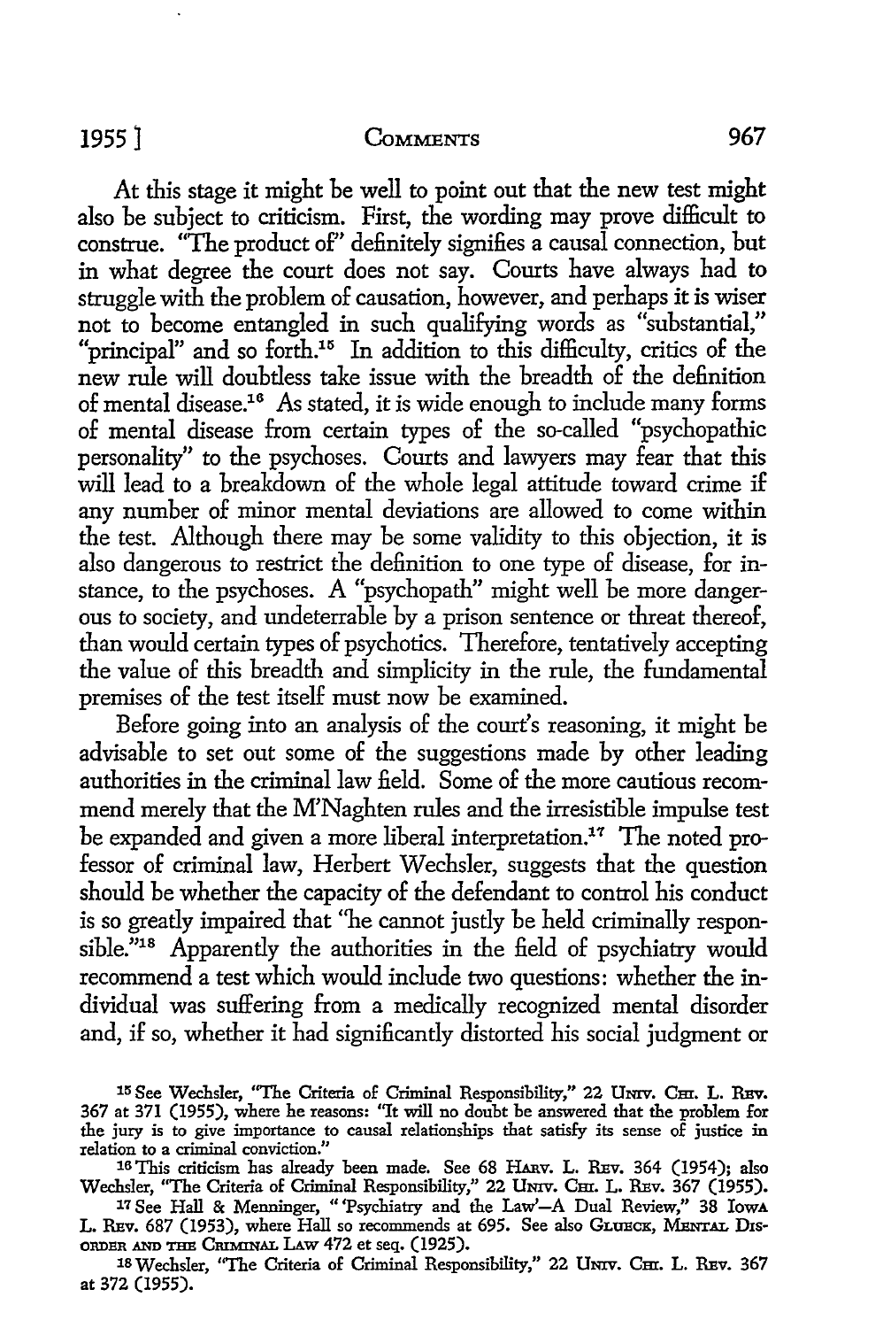At this stage it might be well to point out that the new test might also be subject to criticism. First, the wording may prove difficult to construe. "The product of" definitely signifies a causal connection, but in what degree the court does not say. Courts have always had to struggle with the problem of causation, however, and perhaps it is wiser not to become entangled in such qualifying words as "substantial," "principal" and so forth.[15] In addition to this difficulty, critics of the new rule will doubtless take issue with the breadth of the definition of mental disease.[16] As stated, it is wide enough to include many forms of mental disease from certain types of the so-called "psychopathic personality" to the psychoses. Courts and lawyers may fear that this will lead to a breakdown of the whole legal attitude toward crime if any number of minor mental deviations are allowed to come within the test. Although there may be some validity to this objection, it is also dangerous to restrict the definition to one type of disease, for instance, to the psychoses. A "psychopath" might well be more dangerous to society, and undeterrable by a prison sentence or threat thereof, than would certain types of psychotics. Therefore, tentatively accepting the value of this breadth and simplicity in the rule, the fundamental premises of the test itself must now be examined.

Before going into an analysis of the court's reasoning, it might be advisable to set out some of the suggestions made by other leading authorities in the criminal law field. Some of the more cautious recommend merely that the M'Naghten rules and the irresistible impulse test be expanded and given a more liberal interpretation.[17] The noted professor of criminal law, Herbert Wechsler, suggests that the question should be whether the capacity of the defendant to control his conduct is so greatly impaired that "he cannot justly be held criminally responsible."[18] Apparently the authorities in the field of psychiatry would recommend a test which would include two questions: whether the individual was suffering from a medically recognized mental disorder and, if so, whether it had significantly distorted his social judgment or

---

[15] See Wechsler, "The Criteria of Criminal Responsibility," 22 UNIV. CHI. L. REV. 367 at 371 (1955), where he reasons: "It will no doubt be answered that the problem for the jury is to give importance to causal relationships that satisfy its sense of justice in relation to a criminal conviction."

[16] This criticism has already been made. See 68 HARV. L. REV. 364 (1954); also Wechsler, "The Criteria of Criminal Responsibility," 22 UNIV. CHI. L. REV. 367 (1955).

[17] See Hall & Menninger, "'Psychiatry and the Law'—A Dual Review," 38 IOWA L. REV. 687 (1953), where Hall so recommends at 695. See also GLUECK, MENTAL DISORDER AND THE CRIMINAL LAW 472 et seq. (1925).

[18] Wechsler, "The Criteria of Criminal Responsibility," 22 UNIV. CHI. L. REV. 367 at 372 (1955).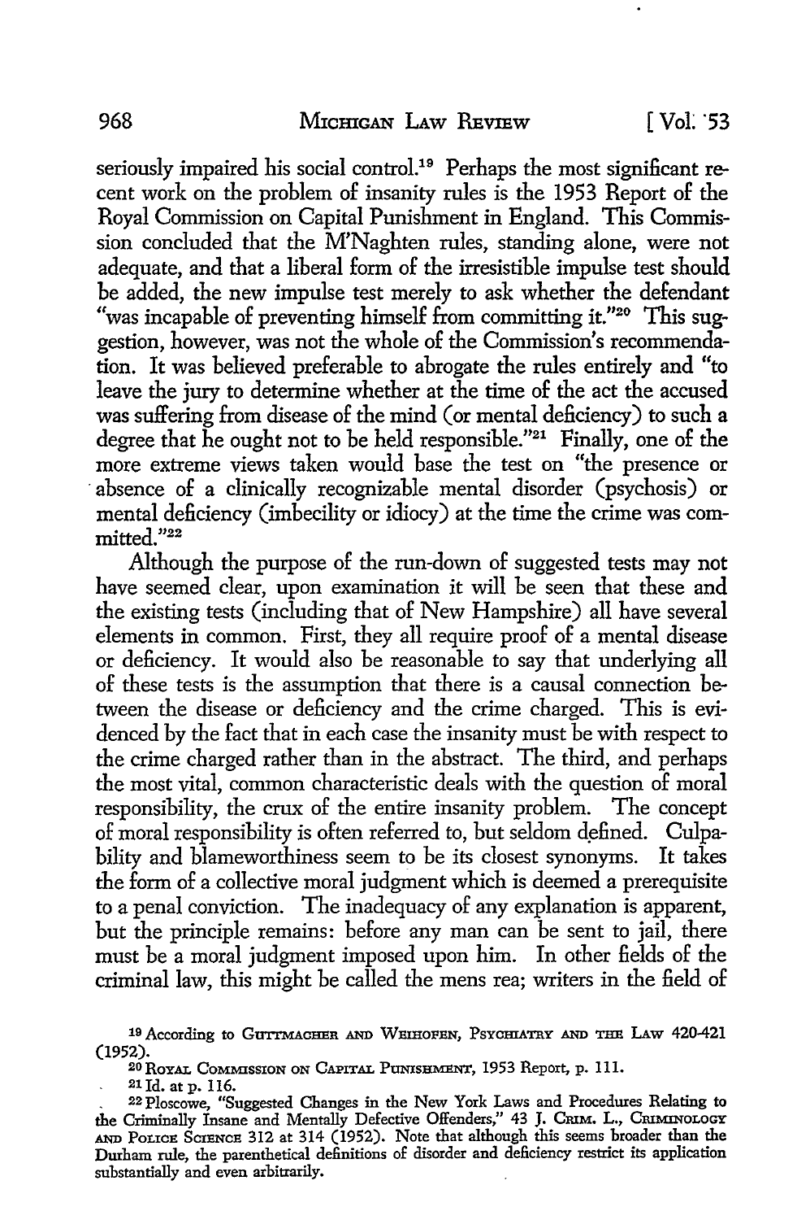seriously impaired his social control.[19] Perhaps the most significant recent work on the problem of insanity rules is the 1953 Report of the Royal Commission on Capital Punishment in England. This Commission concluded that the M'Naghten rules, standing alone, were not adequate, and that a liberal form of the irresistible impulse test should be added, the new impulse test merely to ask whether the defendant "was incapable of preventing himself from committing it."[20] This suggestion, however, was not the whole of the Commission's recommendation. It was believed preferable to abrogate the rules entirely and "to leave the jury to determine whether at the time of the act the accused was suffering from disease of the mind (or mental deficiency) to such a degree that he ought not to be held responsible."[21] Finally, one of the more extreme views taken would base the test on "the presence or absence of a clinically recognizable mental disorder (psychosis) or mental deficiency (imbecility or idiocy) at the time the crime was committed."[22]

Although the purpose of the run-down of suggested tests may not have seemed clear, upon examination it will be seen that these and the existing tests (including that of New Hampshire) all have several elements in common. First, they all require proof of a mental disease or deficiency. It would also be reasonable to say that underlying all of these tests is the assumption that there is a causal connection between the disease or deficiency and the crime charged. This is evidenced by the fact that in each case the insanity must be with respect to the crime charged rather than in the abstract. The third, and perhaps the most vital, common characteristic deals with the question of moral responsibility, the crux of the entire insanity problem. The concept of moral responsibility is often referred to, but seldom defined. Culpability and blameworthiness seem to be its closest synonyms. It takes the form of a collective moral judgment which is deemed a prerequisite to a penal conviction. The inadequacy of any explanation is apparent, but the principle remains: before any man can be sent to jail, there must be a moral judgment imposed upon him. In other fields of the criminal law, this might be called the mens rea; writers in the field of

---

[19] According to GUTTMACHER AND WEIHOFEN, PSYCHIATRY AND THE LAW 420-421 (1952).

[20] ROYAL COMMISSION ON CAPITAL PUNISHMENT, 1953 Report, p. 111.

[21] Id. at p. 116.

[22] Ploscowe, "Suggested Changes in the New York Laws and Procedures Relating to the Criminally Insane and Mentally Defective Offenders," 43 J. CRIM. L., CRIMINOLOGY AND POLICE SCIENCE 312 at 314 (1952). Note that although this seems broader than the Durham rule, the parenthetical definitions of disorder and deficiency restrict its application substantially and even arbitrarily.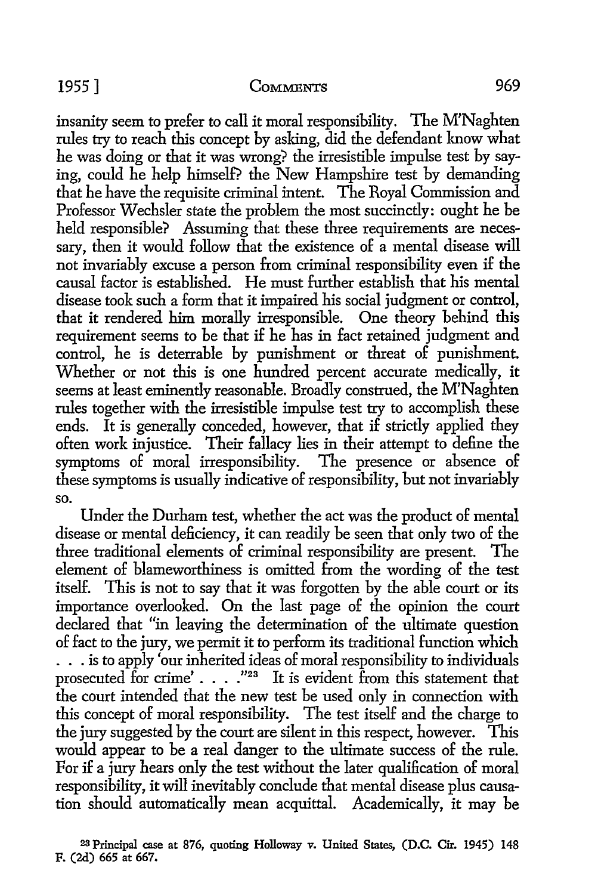insanity seem to prefer to call it moral responsibility. The M'Naghten rules try to reach this concept by asking, did the defendant know what he was doing or that it was wrong? the irresistible impulse test by saying, could he help himself? the New Hampshire test by demanding that he have the requisite criminal intent. The Royal Commission and Professor Wechsler state the problem the most succinctly: ought he be held responsible? Assuming that these three requirements are necessary, then it would follow that the existence of a mental disease will not invariably excuse a person from criminal responsibility even if the causal factor is established. He must further establish that his mental disease took such a form that it impaired his social judgment or control, that it rendered him morally irresponsible. One theory behind this requirement seems to be that if he has in fact retained judgment and control, he is deterrable by punishment or threat of punishment. Whether or not this is one hundred percent accurate medically, it seems at least eminently reasonable. Broadly construed, the M'Naghten rules together with the irresistible impulse test try to accomplish these ends. It is generally conceded, however, that if strictly applied they often work injustice. Their fallacy lies in their attempt to define the symptoms of moral irresponsibility. The presence or absence of these symptoms is usually indicative of responsibility, but not invariably so.

Under the Durham test, whether the act was the product of mental disease or mental deficiency, it can readily be seen that only two of the three traditional elements of criminal responsibility are present. The element of blameworthiness is omitted from the wording of the test itself. This is not to say that it was forgotten by the able court or its importance overlooked. On the last page of the opinion the court declared that "in leaving the determination of the ultimate question of fact to the jury, we permit it to perform its traditional function which . . . is to apply 'our inherited ideas of moral responsibility to individuals prosecuted for crime' . . . ."[23] It is evident from this statement that the court intended that the new test be used only in connection with this concept of moral responsibility. The test itself and the charge to the jury suggested by the court are silent in this respect, however. This would appear to be a real danger to the ultimate success of the rule. For if a jury hears only the test without the later qualification of moral responsibility, it will inevitably conclude that mental disease plus causation should automatically mean acquittal. Academically, it may be

[23] Principal case at 876, quoting Holloway v. United States, (D.C. Cir. 1945) 148 F. (2d) 665 at 667.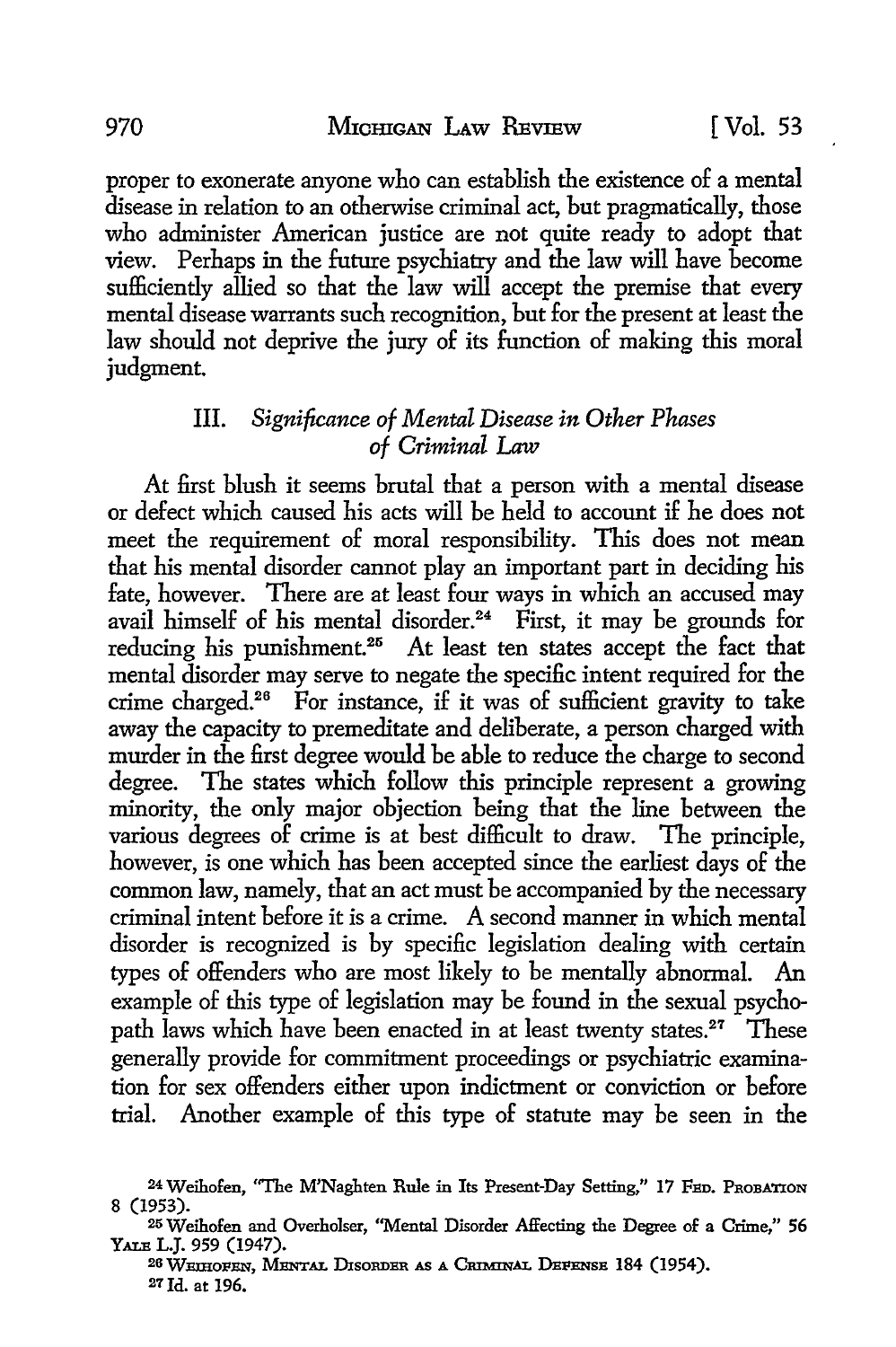proper to exonerate anyone who can establish the existence of a mental disease in relation to an otherwise criminal act, but pragmatically, those who administer American justice are not quite ready to adopt that view. Perhaps in the future psychiatry and the law will have become sufficiently allied so that the law will accept the premise that every mental disease warrants such recognition, but for the present at least the law should not deprive the jury of its function of making this moral judgment.

### III. *Significance of Mental Disease in Other Phases of Criminal Law*

At first blush it seems brutal that a person with a mental disease or defect which caused his acts will be held to account if he does not meet the requirement of moral responsibility. This does not mean that his mental disorder cannot play an important part in deciding his fate, however. There are at least four ways in which an accused may avail himself of his mental disorder.[24] First, it may be grounds for reducing his punishment.[25] At least ten states accept the fact that mental disorder may serve to negate the specific intent required for the crime charged.[26] For instance, if it was of sufficient gravity to take away the capacity to premeditate and deliberate, a person charged with murder in the first degree would be able to reduce the charge to second degree. The states which follow this principle represent a growing minority, the only major objection being that the line between the various degrees of crime is at best difficult to draw. The principle, however, is one which has been accepted since the earliest days of the common law, namely, that an act must be accompanied by the necessary criminal intent before it is a crime. A second manner in which mental disorder is recognized is by specific legislation dealing with certain types of offenders who are most likely to be mentally abnormal. An example of this type of legislation may be found in the sexual psychopath laws which have been enacted in at least twenty states.[27] These generally provide for commitment proceedings or psychiatric examination for sex offenders either upon indictment or conviction or before trial. Another example of this type of statute may be seen in the

---

[24] Weihofen, "The M'Naghten Rule in Its Present-Day Setting," 17 FED. PROBATION 8 (1953).

[25] Weihofen and Overholser, "Mental Disorder Affecting the Degree of a Crime," 56 YALE L.J. 959 (1947).

[26] WEIHOFEN, MENTAL DISORDER AS A CRIMINAL DEFENSE 184 (1954).

[27] Id. at 196.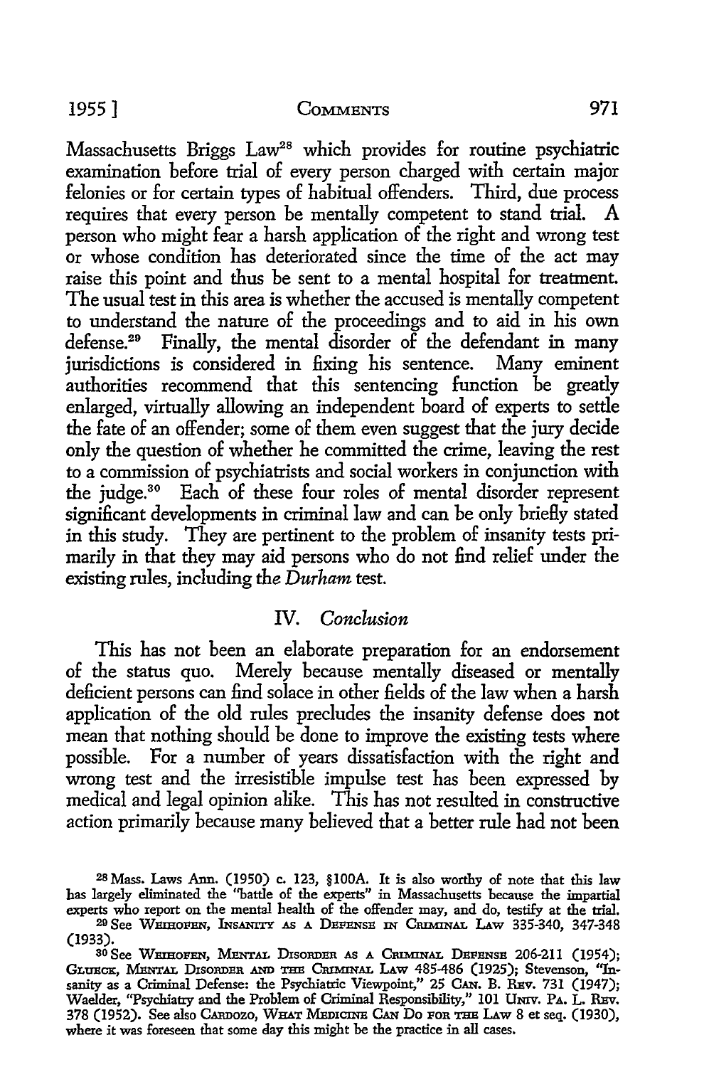Massachusetts Briggs Law[28] which provides for routine psychiatric examination before trial of every person charged with certain major felonies or for certain types of habitual offenders. Third, due process requires that every person be mentally competent to stand trial. A person who might fear a harsh application of the right and wrong test or whose condition has deteriorated since the time of the act may raise this point and thus be sent to a mental hospital for treatment. The usual test in this area is whether the accused is mentally competent to understand the nature of the proceedings and to aid in his own defense.[29] Finally, the mental disorder of the defendant in many jurisdictions is considered in fixing his sentence. Many eminent authorities recommend that this sentencing function be greatly enlarged, virtually allowing an independent board of experts to settle the fate of an offender; some of them even suggest that the jury decide only the question of whether he committed the crime, leaving the rest to a commission of psychiatrists and social workers in conjunction with the judge.[30] Each of these four roles of mental disorder represent significant developments in criminal law and can be only briefly stated in this study. They are pertinent to the problem of insanity tests primarily in that they may aid persons who do not find relief under the existing rules, including the *Durham* test.

## IV. *Conclusion*

This has not been an elaborate preparation for an endorsement of the status quo. Merely because mentally diseased or mentally deficient persons can find solace in other fields of the law when a harsh application of the old rules precludes the insanity defense does not mean that nothing should be done to improve the existing tests where possible. For a number of years dissatisfaction with the right and wrong test and the irresistible impulse test has been expressed by medical and legal opinion alike. This has not resulted in constructive action primarily because many believed that a better rule had not been

---

[28] Mass. Laws Ann. (1950) c. 123, §100A. It is also worthy of note that this law has largely eliminated the "battle of the experts" in Massachusetts because the impartial experts who report on the mental health of the offender may, and do, testify at the trial.

[29] See Weihofen, Insanity as a Defense in Criminal Law 335-340, 347-348 (1933).

[30] See Weihofen, Mental Disorder as a Criminal Defense 206-211 (1954); Glueck, Mental Disorder and the Criminal Law 485-486 (1925); Stevenson, "Insanity as a Criminal Defense: the Psychiatric Viewpoint," 25 Can. B. Rev. 731 (1947); Waelder, "Psychiatry and the Problem of Criminal Responsibility," 101 Univ. Pa. L. Rev. 378 (1952). See also Cardozo, What Medicine Can Do for the Law 8 et seq. (1930), where it was foreseen that some day this might be the practice in all cases.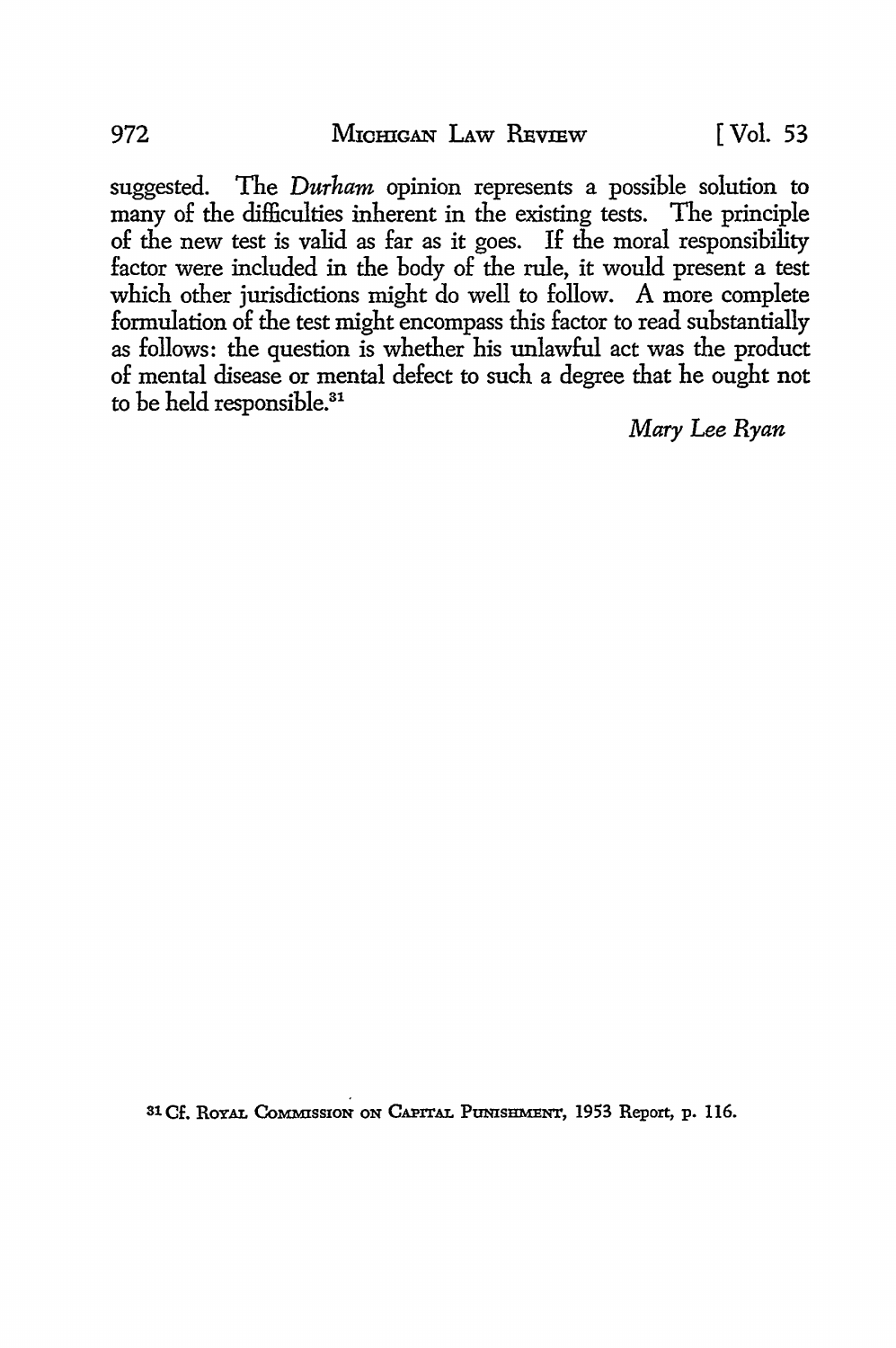suggested. The *Durham* opinion represents a possible solution to many of the difficulties inherent in the existing tests. The principle of the new test is valid as far as it goes. If the moral responsibility factor were included in the body of the rule, it would present a test which other jurisdictions might do well to follow. A more complete formulation of the test might encompass this factor to read substantially as follows: the question is whether his unlawful act was the product of mental disease or mental defect to such a degree that he ought not to be held responsible.[31]

*Mary Lee Ryan*

[31] Cf. ROYAL COMMISSION ON CAPITAL PUNISHMENT, 1953 Report, p. 116.